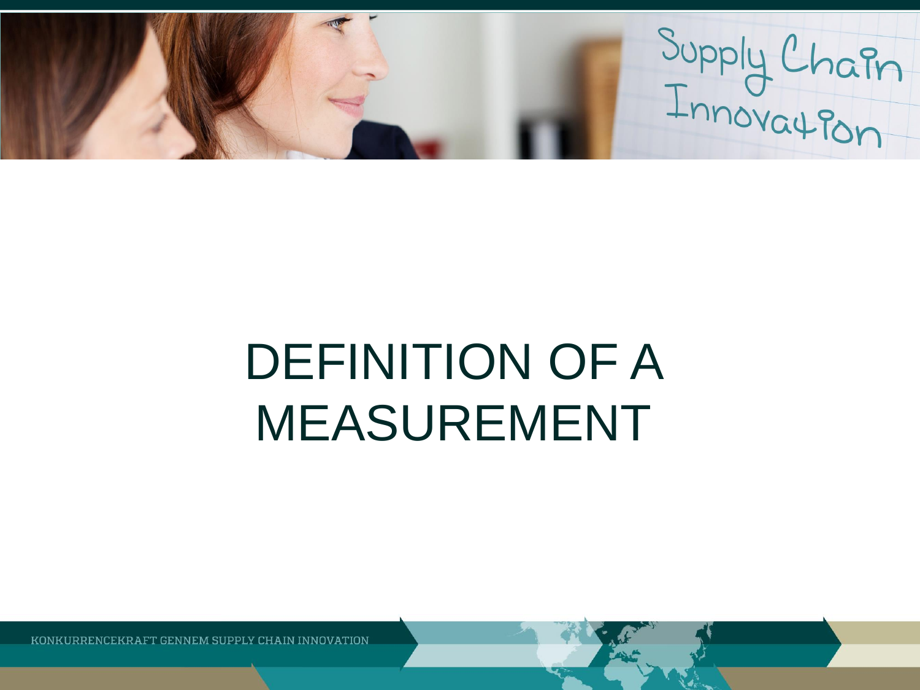# DEFINITION OF A MEASUREMENT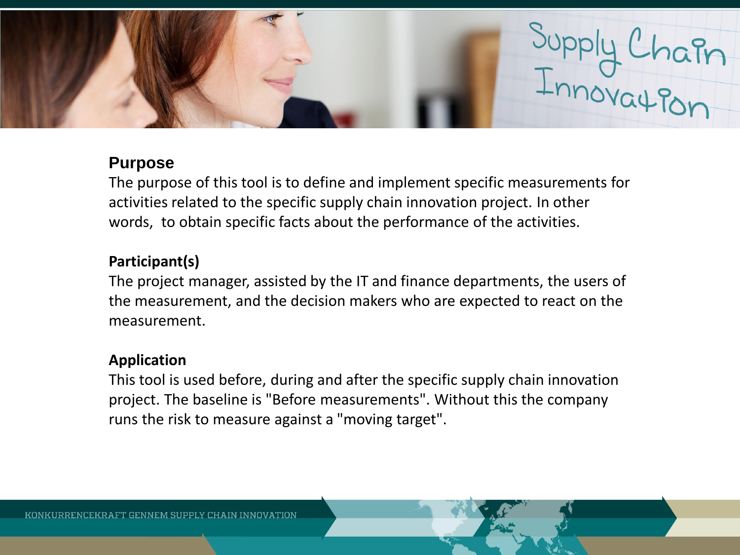## Purpose

The purpose of this tool is to define and implement specific measurements for activities related to the specific supply chain innovation project. In other words, to obtain specific facts about the performance of the activities.

**Participant(s)**

The project manager, assisted by the IT and finance departments, the users of the measurement, and the decision makers who are expected to react on the measurement.

**Application**

This tool is used before, during and after the specific supply chain innovation project. The baseline is "Before measurements". Without this the company runs the risk to measure against a "moving target".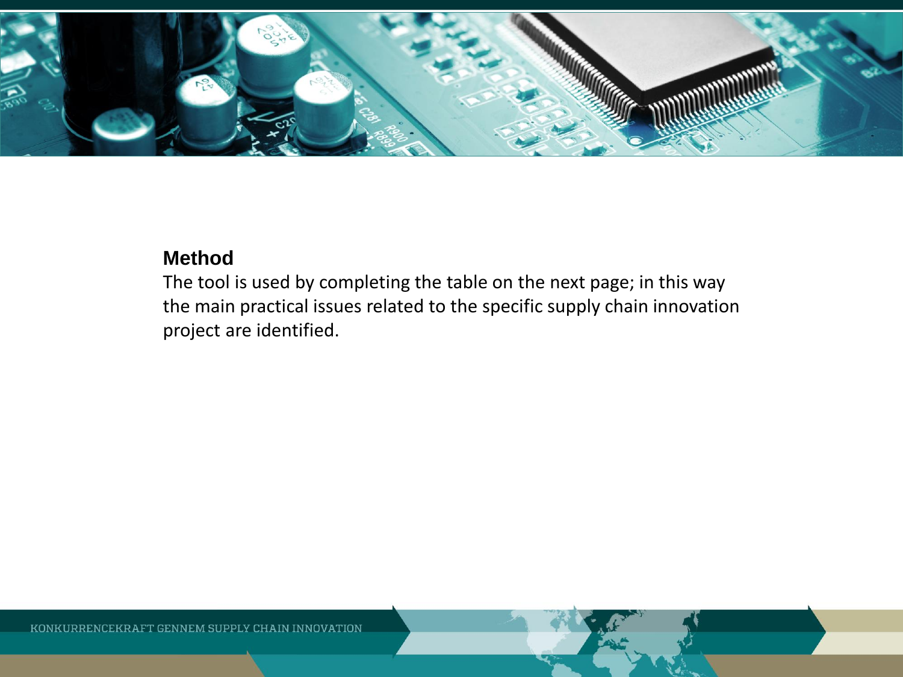**Method**

The tool is used by completing the table on the next page; in this way the main practical issues related to the specific supply chain innovation project are identified.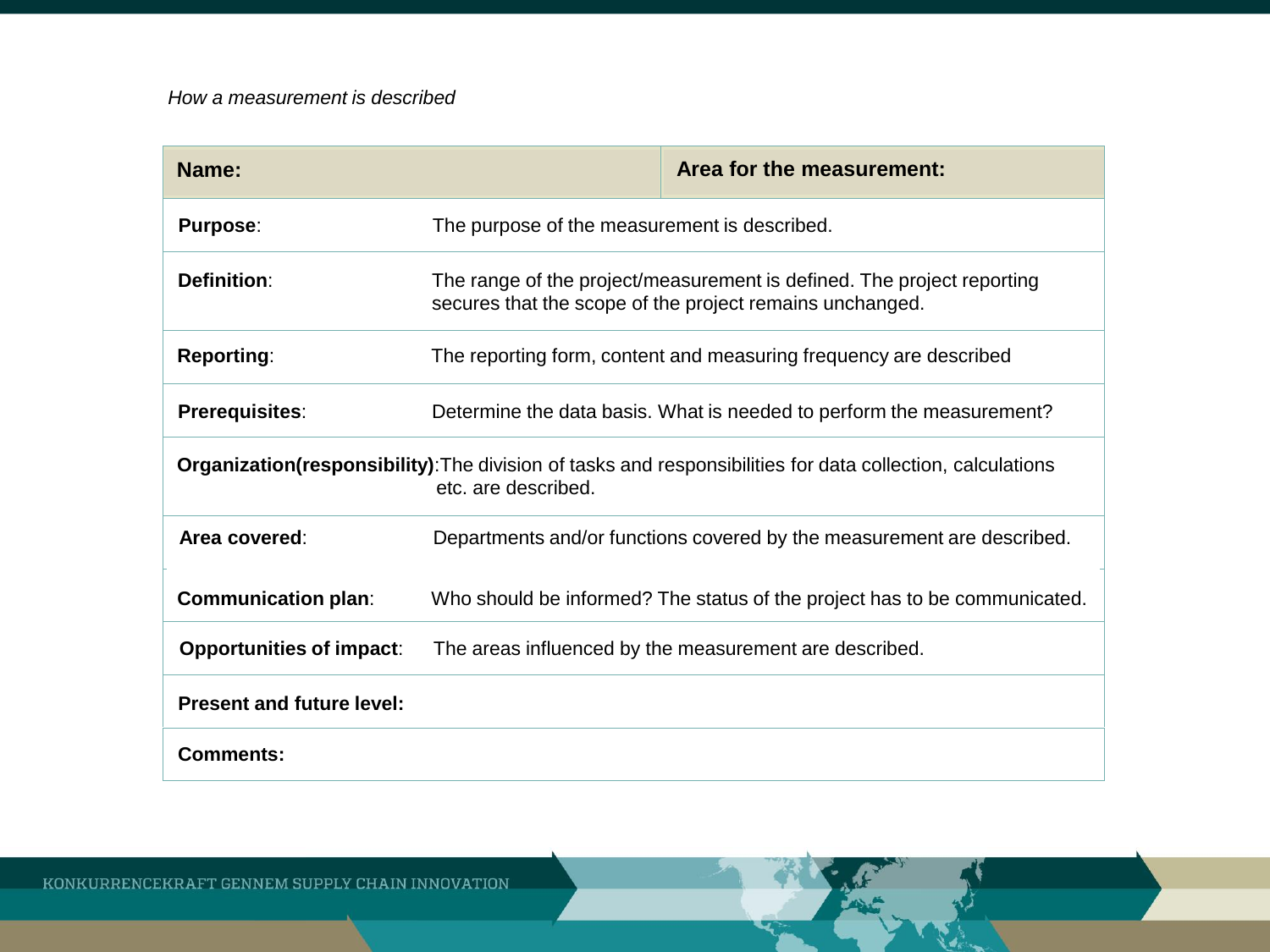*How a measurement is described*

| **Name:** | **Area for the measurement:** |
|---|---|
| **Purpose**: | The purpose of the measurement is described. |
| **Definition**: | The range of the project/measurement is defined. The project reporting secures that the scope of the project remains unchanged. |
| **Reporting**: | The reporting form, content and measuring frequency are described |
| **Prerequisites**: | Determine the data basis. What is needed to perform the measurement? |
| **Organization(responsibility)**: | The division of tasks and responsibilities for data collection, calculations etc. are described. |
| **Area covered**: | Departments and/or functions covered by the measurement are described. |
| **Communication plan**: | Who should be informed? The status of the project has to be communicated. |
| **Opportunities of impact**: | The areas influenced by the measurement are described. |
| **Present and future level:** | |
| **Comments:** | |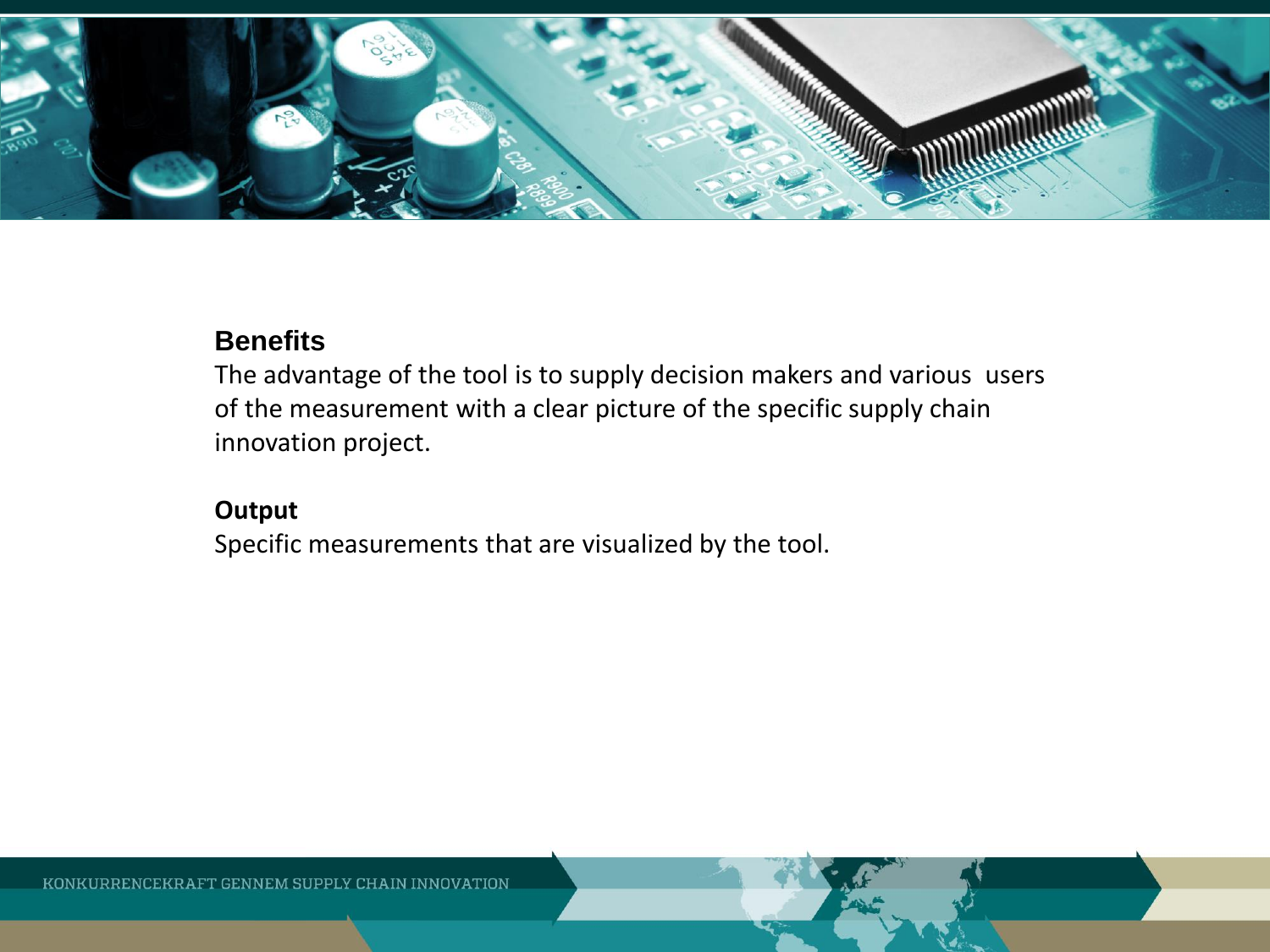**Benefits**

The advantage of the tool is to supply decision makers and various users of the measurement with a clear picture of the specific supply chain innovation project.

**Output**

Specific measurements that are visualized by the tool.